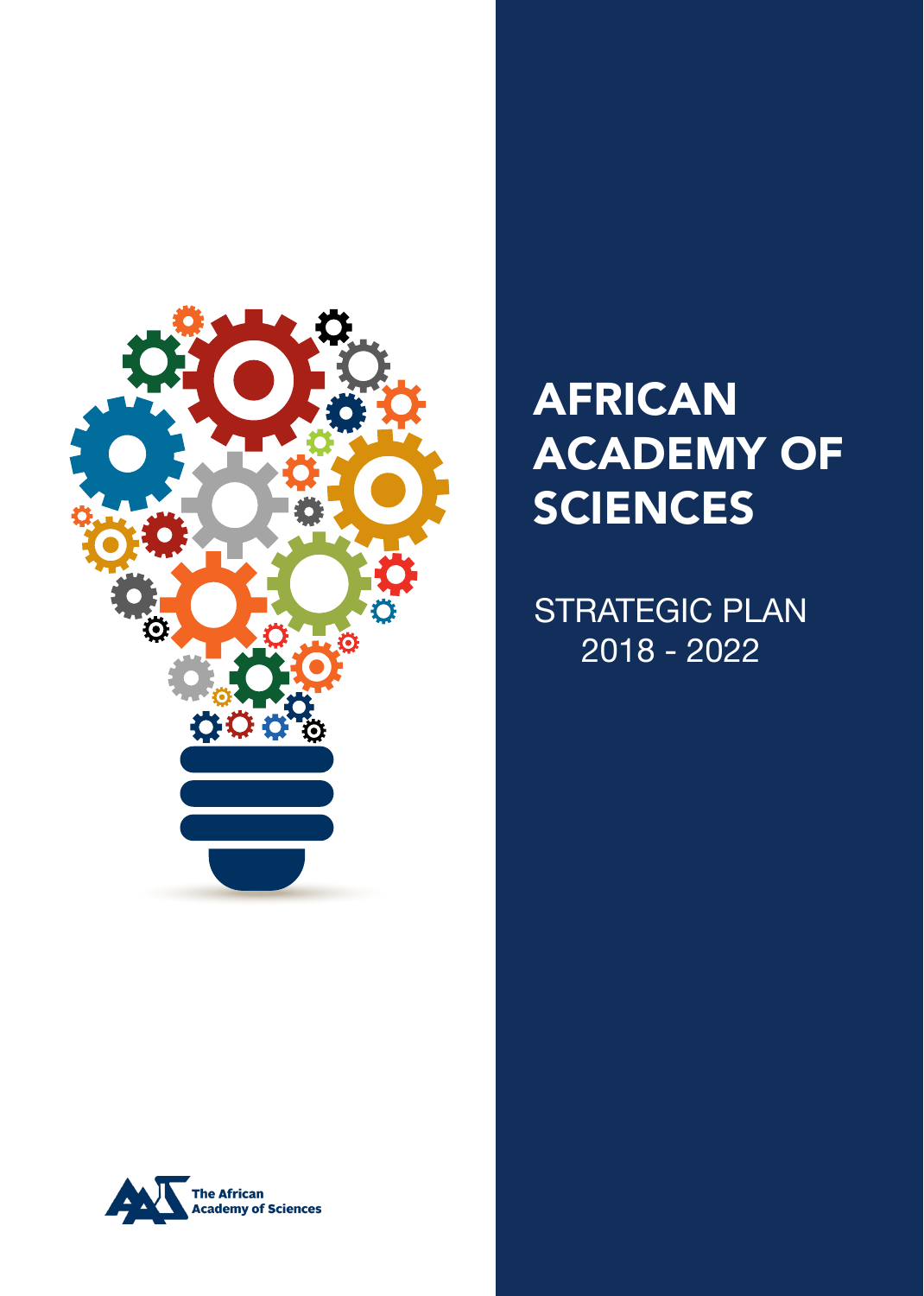# AFRICAN ACADEMY OF SCIENCES

STRATEGIC PLAN
2018 - 2022

The African Academy of Sciences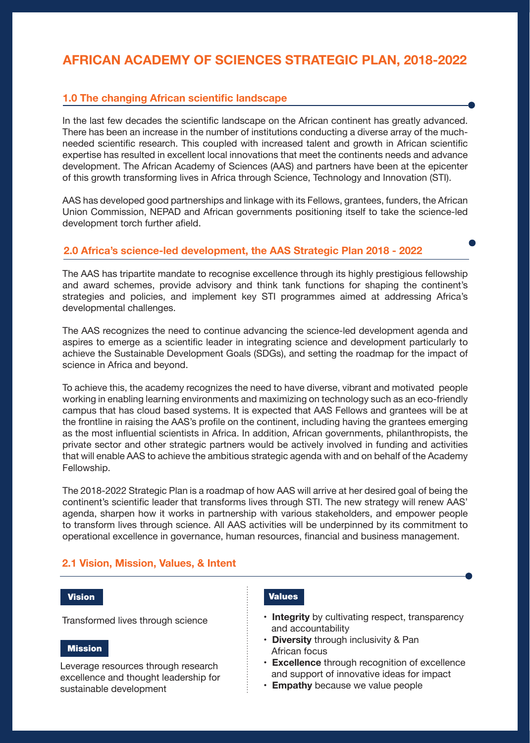# AFRICAN ACADEMY OF SCIENCES STRATEGIC PLAN, 2018-2022

## 1.0 The changing African scientific landscape

In the last few decades the scientific landscape on the African continent has greatly advanced. There has been an increase in the number of institutions conducting a diverse array of the much-needed scientific research. This coupled with increased talent and growth in African scientific expertise has resulted in excellent local innovations that meet the continents needs and advance development. The African Academy of Sciences (AAS) and partners have been at the epicenter of this growth transforming lives in Africa through Science, Technology and Innovation (STI).

AAS has developed good partnerships and linkage with its Fellows, grantees, funders, the African Union Commission, NEPAD and African governments positioning itself to take the science-led development torch further afield.

## 2.0 Africa's science-led development, the AAS Strategic Plan 2018 - 2022

The AAS has tripartite mandate to recognise excellence through its highly prestigious fellowship and award schemes, provide advisory and think tank functions for shaping the continent's strategies and policies, and implement key STI programmes aimed at addressing Africa's developmental challenges.

The AAS recognizes the need to continue advancing the science-led development agenda and aspires to emerge as a scientific leader in integrating science and development particularly to achieve the Sustainable Development Goals (SDGs), and setting the roadmap for the impact of science in Africa and beyond.

To achieve this, the academy recognizes the need to have diverse, vibrant and motivated people working in enabling learning environments and maximizing on technology such as an eco-friendly campus that has cloud based systems. It is expected that AAS Fellows and grantees will be at the frontline in raising the AAS's profile on the continent, including having the grantees emerging as the most influential scientists in Africa. In addition, African governments, philanthropists, the private sector and other strategic partners would be actively involved in funding and activities that will enable AAS to achieve the ambitious strategic agenda with and on behalf of the Academy Fellowship.

The 2018-2022 Strategic Plan is a roadmap of how AAS will arrive at her desired goal of being the continent's scientific leader that transforms lives through STI. The new strategy will renew AAS' agenda, sharpen how it works in partnership with various stakeholders, and empower people to transform lives through science. All AAS activities will be underpinned by its commitment to operational excellence in governance, human resources, financial and business management.

### 2.1 Vision, Mission, Values, & Intent

**Vision**

Transformed lives through science

**Mission**

Leverage resources through research excellence and thought leadership for sustainable development

**Values**

- **Integrity** by cultivating respect, transparency and accountability
- **Diversity** through inclusivity & Pan African focus
- **Excellence** through recognition of excellence and support of innovative ideas for impact
- **Empathy** because we value people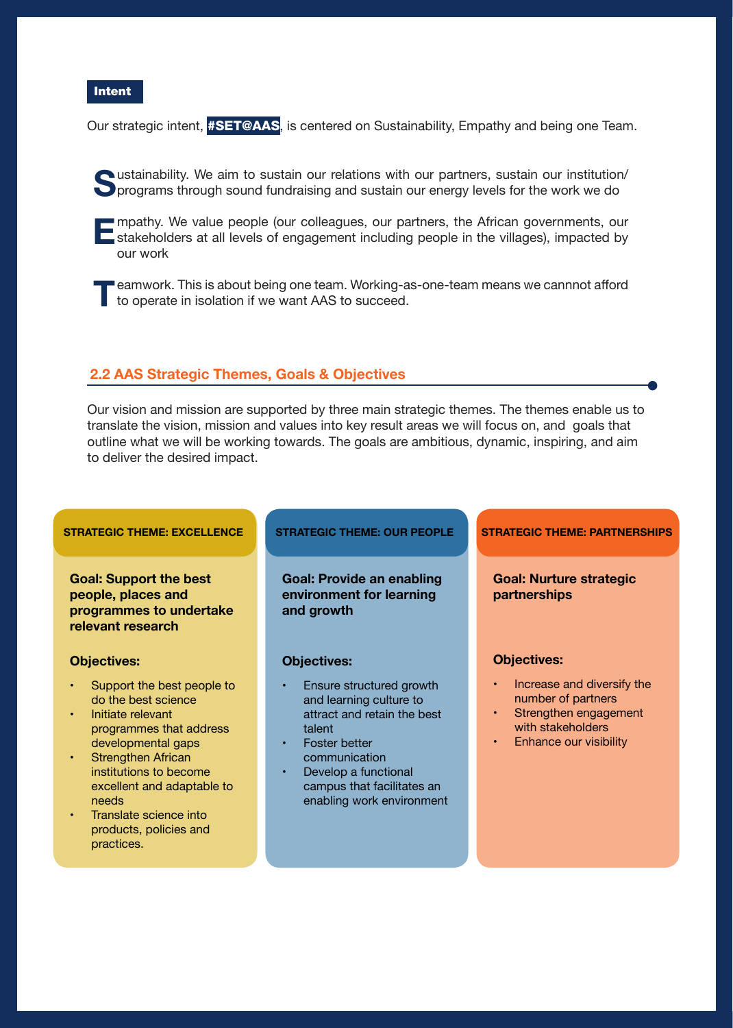**Intent**

Our strategic intent, **#SET@AAS**, is centered on Sustainability, Empathy and being one Team.

**S**ustainability. We aim to sustain our relations with our partners, sustain our institution/ programs through sound fundraising and sustain our energy levels for the work we do

**E**mpathy. We value people (our colleagues, our partners, the African governments, our stakeholders at all levels of engagement including people in the villages), impacted by our work

**T**eamwork. This is about being one team. Working-as-one-team means we cannnot afford to operate in isolation if we want AAS to succeed.

## 2.2 AAS Strategic Themes, Goals & Objectives

Our vision and mission are supported by three main strategic themes. The themes enable us to translate the vision, mission and values into key result areas we will focus on, and goals that outline what we will be working towards. The goals are ambitious, dynamic, inspiring, and aim to deliver the desired impact.

### STRATEGIC THEME: EXCELLENCE

**Goal: Support the best people, places and programmes to undertake relevant research**

**Objectives:**

- Support the best people to do the best science
- Initiate relevant programmes that address developmental gaps
- Strengthen African institutions to become excellent and adaptable to needs
- Translate science into products, policies and practices.

### STRATEGIC THEME: OUR PEOPLE

**Goal: Provide an enabling environment for learning and growth**

**Objectives:**

- Ensure structured growth and learning culture to attract and retain the best talent
- Foster better communication
- Develop a functional campus that facilitates an enabling work environment

### STRATEGIC THEME: PARTNERSHIPS

**Goal: Nurture strategic partnerships**

**Objectives:**

- Increase and diversify the number of partners
- Strengthen engagement with stakeholders
- Enhance our visibility